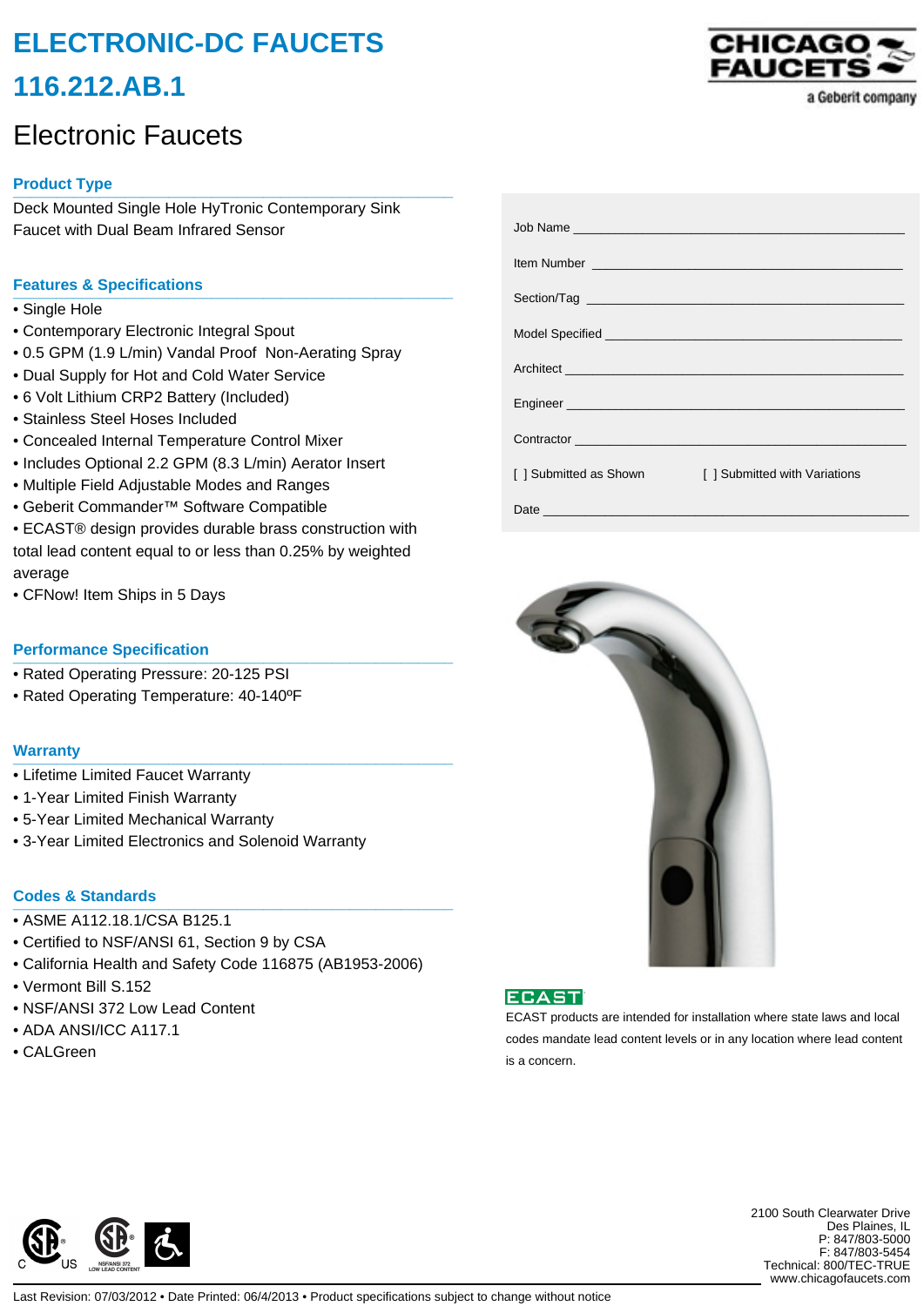# ELECTRONIC-DC FAUCETS

# 116.212.AB.1

## Electronic Faucets

### Product Type

Deck Mounted Single Hole HyTronic Contemporary Sink Faucet with Dual Beam Infrared Sensor

### Features & Specifications

- Single Hole
- Contemporary Electronic Integral Spout
- 0.5 GPM (1.9 L/min) Vandal Proof Non-Aerating Spray
- Dual Supply for Hot and Cold Water Service
- 6 Volt Lithium CRP2 Battery (Included)
- Stainless Steel Hoses Included
- Concealed Internal Temperature Control Mixer
- Includes Optional 2.2 GPM (8.3 L/min) Aerator Insert
- Multiple Field Adjustable Modes and Ranges
- Geberit Commander™ Software Compatible
- ECAST® design provides durable brass construction with total lead content equal to or less than 0.25% by weighted average
- CFNow! Item Ships in 5 Days

### Performance Specification

- Rated Operating Pressure: 20-125 PSI
- Rated Operating Temperature: 40-140ºF

### Warranty

- Lifetime Limited Faucet Warranty
- 1-Year Limited Finish Warranty
- 5-Year Limited Mechanical Warranty
- 3-Year Limited Electronics and Solenoid Warranty

### Codes & Standards

- ASME A112.18.1/CSA B125.1
- Certified to NSF/ANSI 61, Section 9 by CSA
- California Health and Safety Code 116875 (AB1953-2006)
- Vermont Bill S.152
- NSF/ANSI 372 Low Lead Content
- ADA ANSI/ICC A117.1
- CALGreen

Job Name ______________________________

Item Number ______________________________

Section/Tag ______________________________

Model Specified ______________________________

Architect ______________________________

Engineer ______________________________

Contractor ______________________________

[ ] Submitted as Shown [ ] Submitted with Variations

Date ______________________________

ECAST

ECAST products are intended for installation where state laws and local codes mandate lead content levels or in any location where lead content is a concern.

2100 South Clearwater Drive
Des Plaines, IL
P: 847/803-5000
F: 847/803-5454
Technical: 800/TEC-TRUE
www.chicagofaucets.com

Last Revision: 07/03/2012 • Date Printed: 06/4/2013 • Product specifications subject to change without notice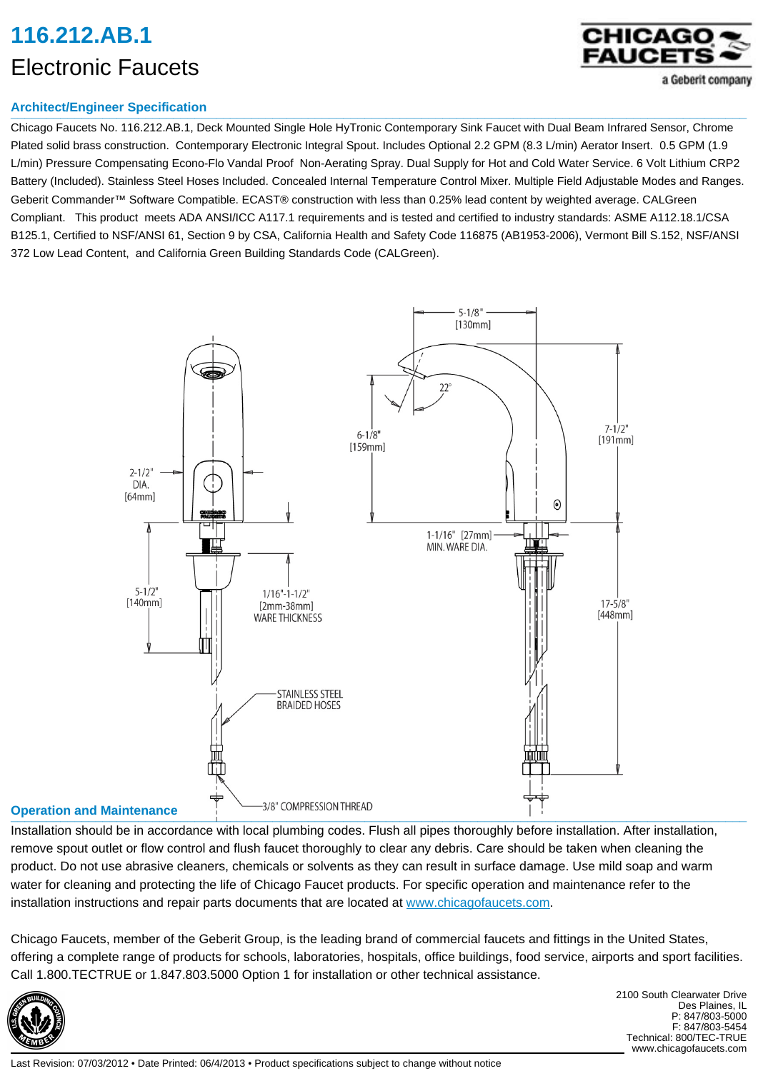# 116.212.AB.1

## Electronic Faucets

CHICAGO FAUCETS
a Geberit company

### Architect/Engineer Specification

Chicago Faucets No. 116.212.AB.1, Deck Mounted Single Hole HyTronic Contemporary Sink Faucet with Dual Beam Infrared Sensor, Chrome Plated solid brass construction. Contemporary Electronic Integral Spout. Includes Optional 2.2 GPM (8.3 L/min) Aerator Insert. 0.5 GPM (1.9 L/min) Pressure Compensating Econo-Flo Vandal Proof Non-Aerating Spray. Dual Supply for Hot and Cold Water Service. 6 Volt Lithium CRP2 Battery (Included). Stainless Steel Hoses Included. Concealed Internal Temperature Control Mixer. Multiple Field Adjustable Modes and Ranges. Geberit Commander™ Software Compatible. ECAST® construction with less than 0.25% lead content by weighted average. CALGreen Compliant. This product meets ADA ANSI/ICC A117.1 requirements and is tested and certified to industry standards: ASME A112.18.1/CSA B125.1, Certified to NSF/ANSI 61, Section 9 by CSA, California Health and Safety Code 116875 (AB1953-2006), Vermont Bill S.152, NSF/ANSI 372 Low Lead Content, and California Green Building Standards Code (CALGreen).

5-1/8" [130mm]
22°
6-1/8" [159mm]
7-1/2" [191mm]
2-1/2" DIA. [64mm]
1-1/16" [27mm] MIN. WARE DIA.
5-1/2" [140mm]
1/16"-1-1/2" [2mm-38mm] WARE THICKNESS
17-5/8" [448mm]
STAINLESS STEEL BRAIDED HOSES
3/8" COMPRESSION THREAD

### Operation and Maintenance

Installation should be in accordance with local plumbing codes. Flush all pipes thoroughly before installation. After installation, remove spout outlet or flow control and flush faucet thoroughly to clear any debris. Care should be taken when cleaning the product. Do not use abrasive cleaners, chemicals or solvents as they can result in surface damage. Use mild soap and warm water for cleaning and protecting the life of Chicago Faucet products. For specific operation and maintenance refer to the installation instructions and repair parts documents that are located at www.chicagofaucets.com.

Chicago Faucets, member of the Geberit Group, is the leading brand of commercial faucets and fittings in the United States, offering a complete range of products for schools, laboratories, hospitals, office buildings, food service, airports and sport facilities. Call 1.800.TECTRUE or 1.847.803.5000 Option 1 for installation or other technical assistance.

U.S. GREEN BUILDING COUNCIL MEMBER

2100 South Clearwater Drive
Des Plaines, IL
P: 847/803-5000
F: 847/803-5454
Technical: 800/TEC-TRUE
www.chicagofaucets.com

Last Revision: 07/03/2012 • Date Printed: 06/4/2013 • Product specifications subject to change without notice